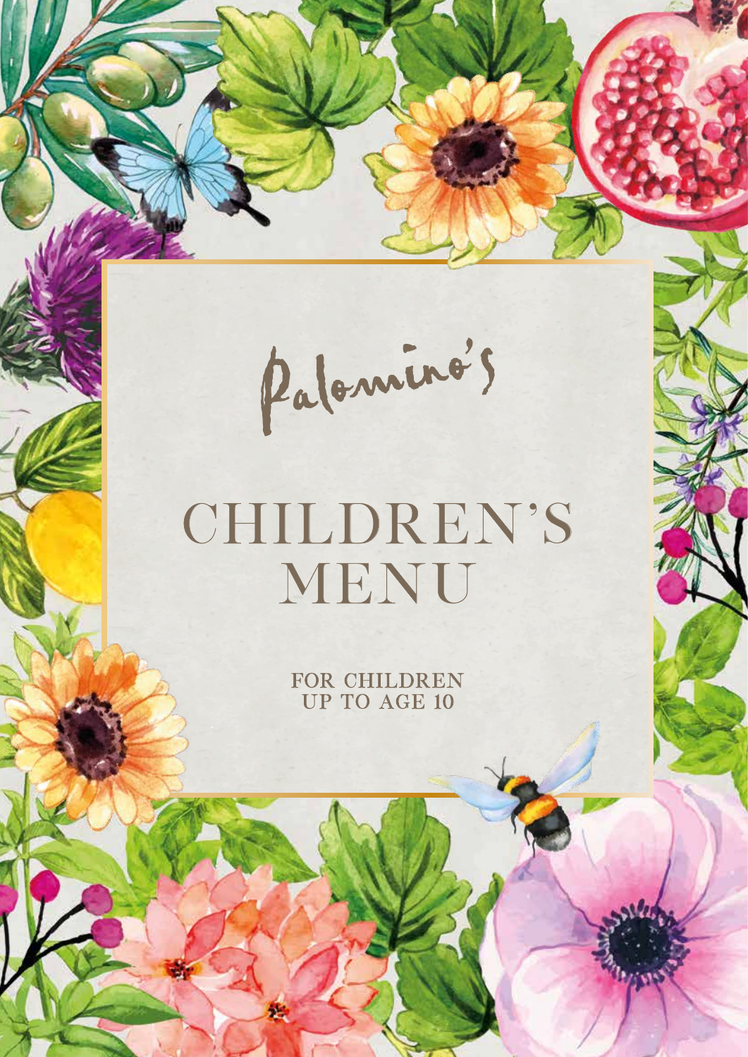Palomino's

# CHILDREN'S MENU

FOR CHILDREN
UP TO AGE 10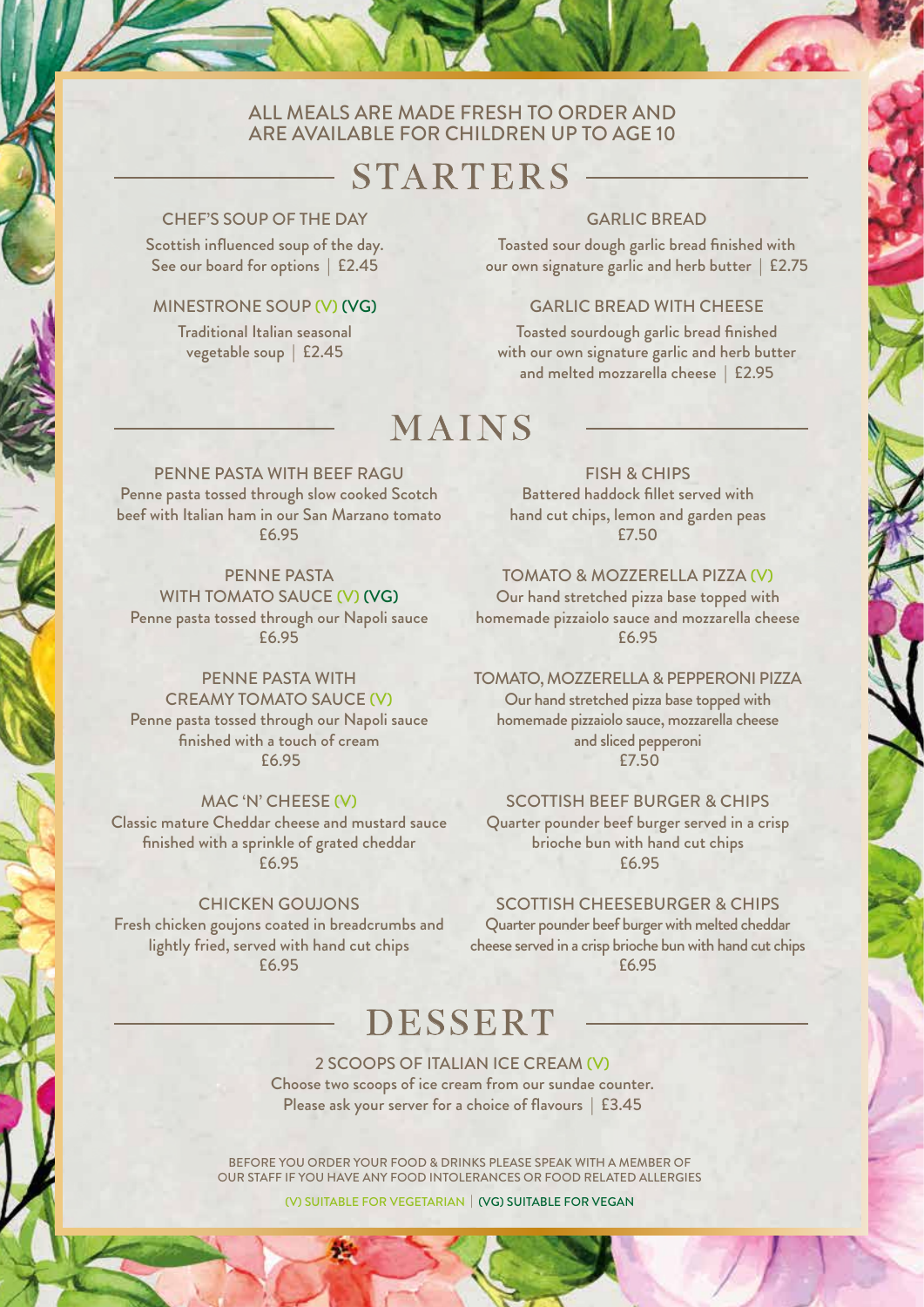ALL MEALS ARE MADE FRESH TO ORDER AND ARE AVAILABLE FOR CHILDREN UP TO AGE 10

# STARTERS

### CHEF'S SOUP OF THE DAY

Scottish influenced soup of the day. See our board for options | £2.45

### MINESTRONE SOUP (V) (VG)

Traditional Italian seasonal vegetable soup | £2.45

### GARLIC BREAD

Toasted sour dough garlic bread finished with our own signature garlic and herb butter | £2.75

### GARLIC BREAD WITH CHEESE

Toasted sourdough garlic bread finished with our own signature garlic and herb butter and melted mozzarella cheese | £2.95

# MAINS

### PENNE PASTA WITH BEEF RAGU

Penne pasta tossed through slow cooked Scotch beef with Italian ham in our San Marzano tomato

£6.95

### PENNE PASTA WITH TOMATO SAUCE (V) (VG)

Penne pasta tossed through our Napoli sauce

£6.95

### PENNE PASTA WITH CREAMY TOMATO SAUCE (V)

Penne pasta tossed through our Napoli sauce finished with a touch of cream

£6.95

### MAC 'N' CHEESE (V)

Classic mature Cheddar cheese and mustard sauce finished with a sprinkle of grated cheddar

£6.95

### CHICKEN GOUJONS

Fresh chicken goujons coated in breadcrumbs and lightly fried, served with hand cut chips

£6.95

### FISH & CHIPS

Battered haddock fillet served with hand cut chips, lemon and garden peas

£7.50

### TOMATO & MOZZERELLA PIZZA (V)

Our hand stretched pizza base topped with homemade pizzaiolo sauce and mozzarella cheese

£6.95

### TOMATO, MOZZERELLA & PEPPERONI PIZZA

Our hand stretched pizza base topped with homemade pizzaiolo sauce, mozzarella cheese and sliced pepperoni

£7.50

### SCOTTISH BEEF BURGER & CHIPS

Quarter pounder beef burger served in a crisp brioche bun with hand cut chips

£6.95

### SCOTTISH CHEESEBURGER & CHIPS

Quarter pounder beef burger with melted cheddar cheese served in a crisp brioche bun with hand cut chips

£6.95

# DESSERT

### 2 SCOOPS OF ITALIAN ICE CREAM (V)

Choose two scoops of ice cream from our sundae counter. Please ask your server for a choice of flavours | £3.45

BEFORE YOU ORDER YOUR FOOD & DRINKS PLEASE SPEAK WITH A MEMBER OF OUR STAFF IF YOU HAVE ANY FOOD INTOLERANCES OR FOOD RELATED ALLERGIES

(V) SUITABLE FOR VEGETARIAN | (VG) SUITABLE FOR VEGAN